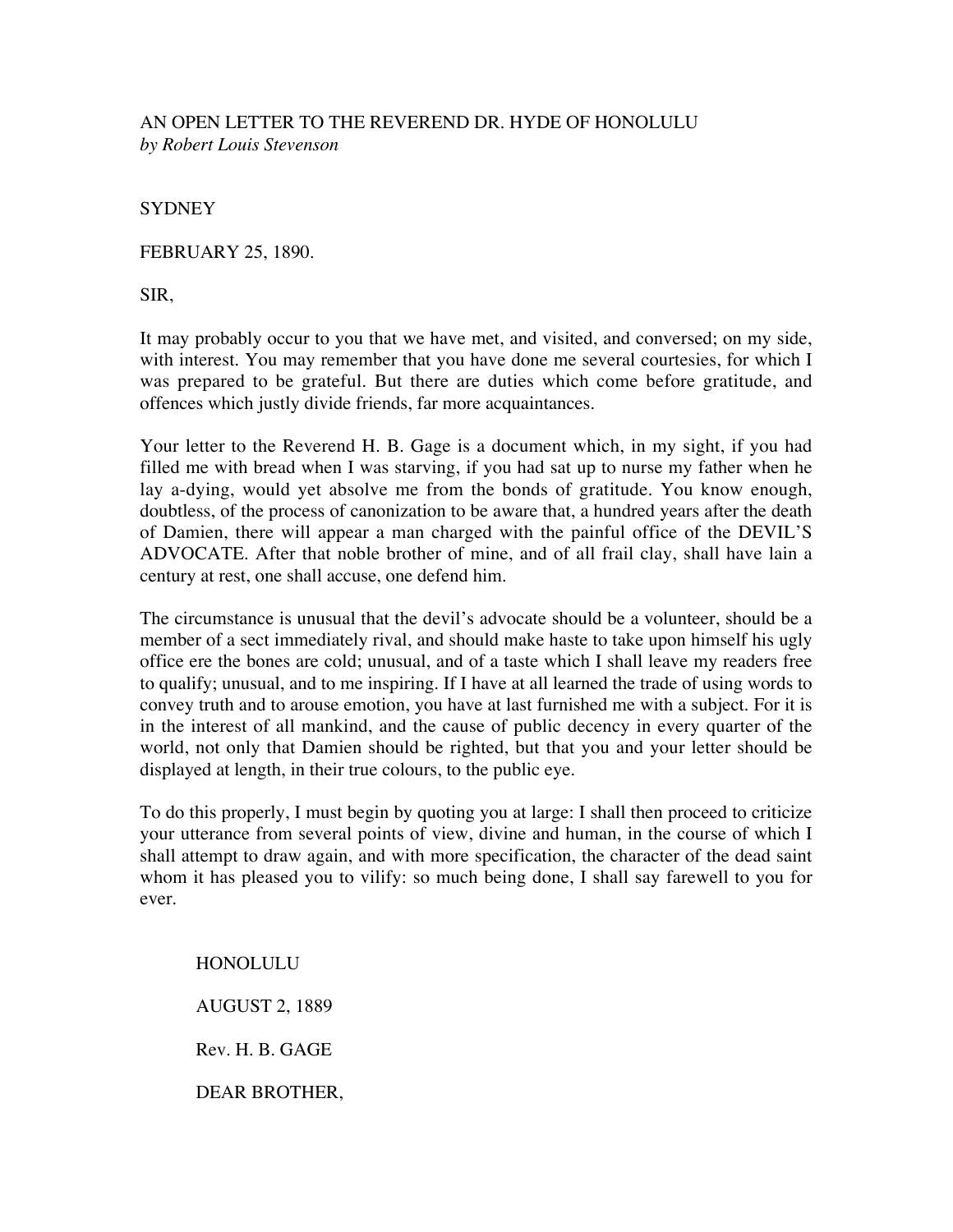# AN OPEN LETTER TO THE REVEREND DR. HYDE OF HONOLULU

*by Robert Louis Stevenson*

SYDNEY

FEBRUARY 25, 1890.

SIR,

It may probably occur to you that we have met, and visited, and conversed; on my side, with interest. You may remember that you have done me several courtesies, for which I was prepared to be grateful. But there are duties which come before gratitude, and offences which justly divide friends, far more acquaintances.

Your letter to the Reverend H. B. Gage is a document which, in my sight, if you had filled me with bread when I was starving, if you had sat up to nurse my father when he lay a-dying, would yet absolve me from the bonds of gratitude. You know enough, doubtless, of the process of canonization to be aware that, a hundred years after the death of Damien, there will appear a man charged with the painful office of the DEVIL'S ADVOCATE. After that noble brother of mine, and of all frail clay, shall have lain a century at rest, one shall accuse, one defend him.

The circumstance is unusual that the devil's advocate should be a volunteer, should be a member of a sect immediately rival, and should make haste to take upon himself his ugly office ere the bones are cold; unusual, and of a taste which I shall leave my readers free to qualify; unusual, and to me inspiring. If I have at all learned the trade of using words to convey truth and to arouse emotion, you have at last furnished me with a subject. For it is in the interest of all mankind, and the cause of public decency in every quarter of the world, not only that Damien should be righted, but that you and your letter should be displayed at length, in their true colours, to the public eye.

To do this properly, I must begin by quoting you at large: I shall then proceed to criticize your utterance from several points of view, divine and human, in the course of which I shall attempt to draw again, and with more specification, the character of the dead saint whom it has pleased you to vilify: so much being done, I shall say farewell to you for ever.

> HONOLULU
>
> AUGUST 2, 1889
>
> Rev. H. B. GAGE
>
> DEAR BROTHER,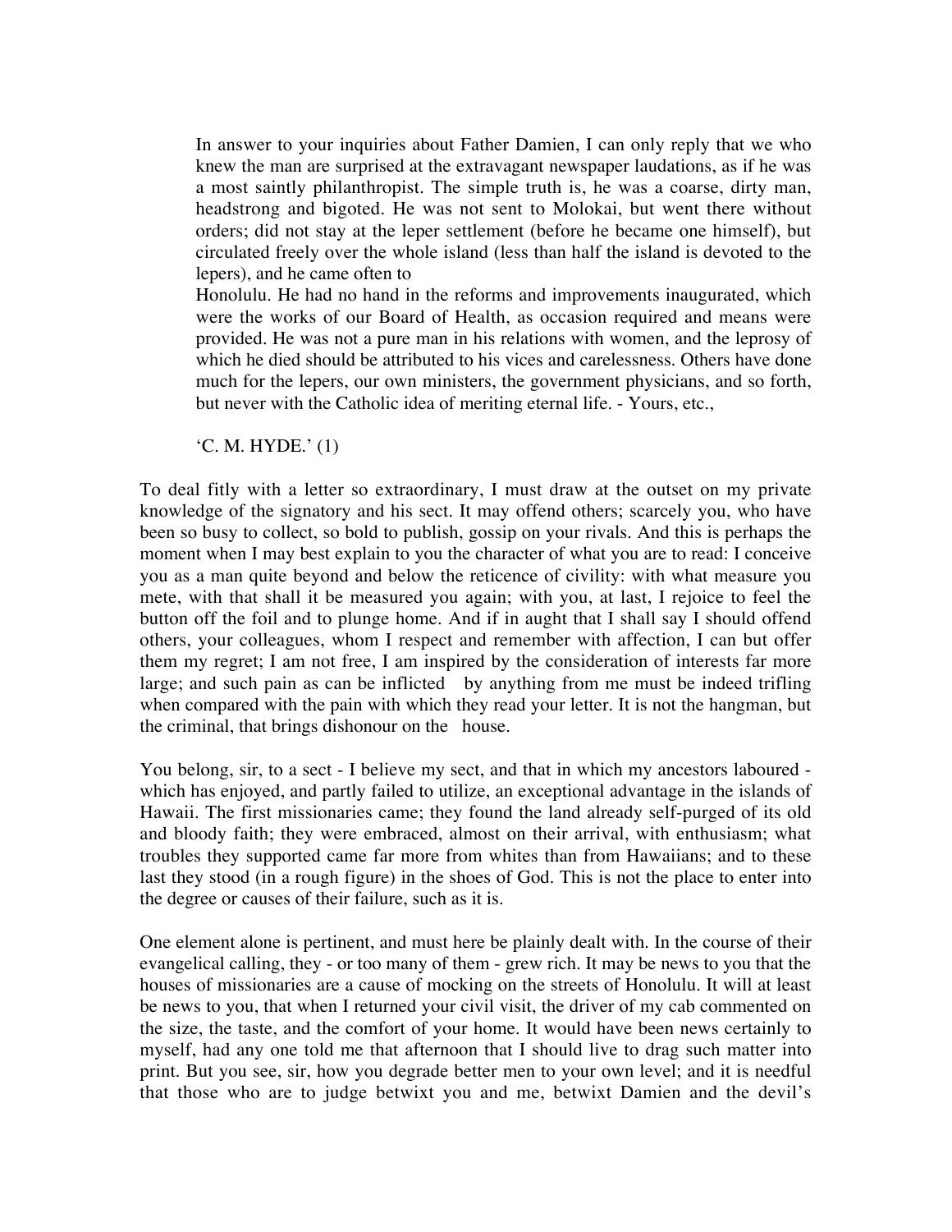> In answer to your inquiries about Father Damien, I can only reply that we who knew the man are surprised at the extravagant newspaper laudations, as if he was a most saintly philanthropist. The simple truth is, he was a coarse, dirty man, headstrong and bigoted. He was not sent to Molokai, but went there without orders; did not stay at the leper settlement (before he became one himself), but circulated freely over the whole island (less than half the island is devoted to the lepers), and he came often to Honolulu. He had no hand in the reforms and improvements inaugurated, which were the works of our Board of Health, as occasion required and means were provided. He was not a pure man in his relations with women, and the leprosy of which he died should be attributed to his vices and carelessness. Others have done much for the lepers, our own ministers, the government physicians, and so forth, but never with the Catholic idea of meriting eternal life. - Yours, etc.,
>
> 'C. M. HYDE.' (1)

To deal fitly with a letter so extraordinary, I must draw at the outset on my private knowledge of the signatory and his sect. It may offend others; scarcely you, who have been so busy to collect, so bold to publish, gossip on your rivals. And this is perhaps the moment when I may best explain to you the character of what you are to read: I conceive you as a man quite beyond and below the reticence of civility: with what measure you mete, with that shall it be measured you again; with you, at last, I rejoice to feel the button off the foil and to plunge home. And if in aught that I shall say I should offend others, your colleagues, whom I respect and remember with affection, I can but offer them my regret; I am not free, I am inspired by the consideration of interests far more large; and such pain as can be inflicted by anything from me must be indeed trifling when compared with the pain with which they read your letter. It is not the hangman, but the criminal, that brings dishonour on the house.

You belong, sir, to a sect - I believe my sect, and that in which my ancestors laboured - which has enjoyed, and partly failed to utilize, an exceptional advantage in the islands of Hawaii. The first missionaries came; they found the land already self-purged of its old and bloody faith; they were embraced, almost on their arrival, with enthusiasm; what troubles they supported came far more from whites than from Hawaiians; and to these last they stood (in a rough figure) in the shoes of God. This is not the place to enter into the degree or causes of their failure, such as it is.

One element alone is pertinent, and must here be plainly dealt with. In the course of their evangelical calling, they - or too many of them - grew rich. It may be news to you that the houses of missionaries are a cause of mocking on the streets of Honolulu. It will at least be news to you, that when I returned your civil visit, the driver of my cab commented on the size, the taste, and the comfort of your home. It would have been news certainly to myself, had any one told me that afternoon that I should live to drag such matter into print. But you see, sir, how you degrade better men to your own level; and it is needful that those who are to judge betwixt you and me, betwixt Damien and the devil's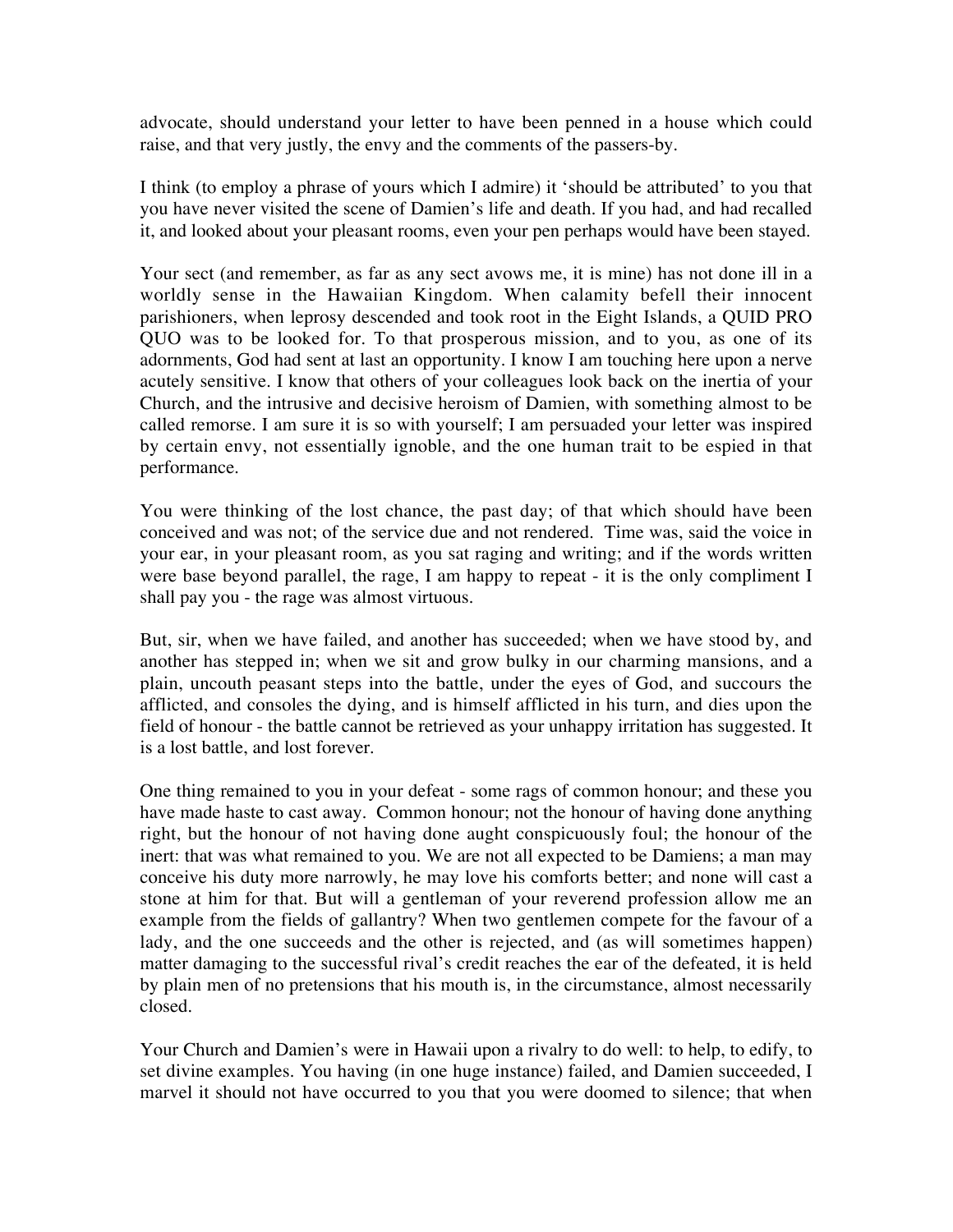advocate, should understand your letter to have been penned in a house which could raise, and that very justly, the envy and the comments of the passers-by.

I think (to employ a phrase of yours which I admire) it 'should be attributed' to you that you have never visited the scene of Damien's life and death. If you had, and had recalled it, and looked about your pleasant rooms, even your pen perhaps would have been stayed.

Your sect (and remember, as far as any sect avows me, it is mine) has not done ill in a worldly sense in the Hawaiian Kingdom. When calamity befell their innocent parishioners, when leprosy descended and took root in the Eight Islands, a QUID PRO QUO was to be looked for. To that prosperous mission, and to you, as one of its adornments, God had sent at last an opportunity. I know I am touching here upon a nerve acutely sensitive. I know that others of your colleagues look back on the inertia of your Church, and the intrusive and decisive heroism of Damien, with something almost to be called remorse. I am sure it is so with yourself; I am persuaded your letter was inspired by certain envy, not essentially ignoble, and the one human trait to be espied in that performance.

You were thinking of the lost chance, the past day; of that which should have been conceived and was not; of the service due and not rendered. Time was, said the voice in your ear, in your pleasant room, as you sat raging and writing; and if the words written were base beyond parallel, the rage, I am happy to repeat - it is the only compliment I shall pay you - the rage was almost virtuous.

But, sir, when we have failed, and another has succeeded; when we have stood by, and another has stepped in; when we sit and grow bulky in our charming mansions, and a plain, uncouth peasant steps into the battle, under the eyes of God, and succours the afflicted, and consoles the dying, and is himself afflicted in his turn, and dies upon the field of honour - the battle cannot be retrieved as your unhappy irritation has suggested. It is a lost battle, and lost forever.

One thing remained to you in your defeat - some rags of common honour; and these you have made haste to cast away. Common honour; not the honour of having done anything right, but the honour of not having done aught conspicuously foul; the honour of the inert: that was what remained to you. We are not all expected to be Damiens; a man may conceive his duty more narrowly, he may love his comforts better; and none will cast a stone at him for that. But will a gentleman of your reverend profession allow me an example from the fields of gallantry? When two gentlemen compete for the favour of a lady, and the one succeeds and the other is rejected, and (as will sometimes happen) matter damaging to the successful rival's credit reaches the ear of the defeated, it is held by plain men of no pretensions that his mouth is, in the circumstance, almost necessarily closed.

Your Church and Damien's were in Hawaii upon a rivalry to do well: to help, to edify, to set divine examples. You having (in one huge instance) failed, and Damien succeeded, I marvel it should not have occurred to you that you were doomed to silence; that when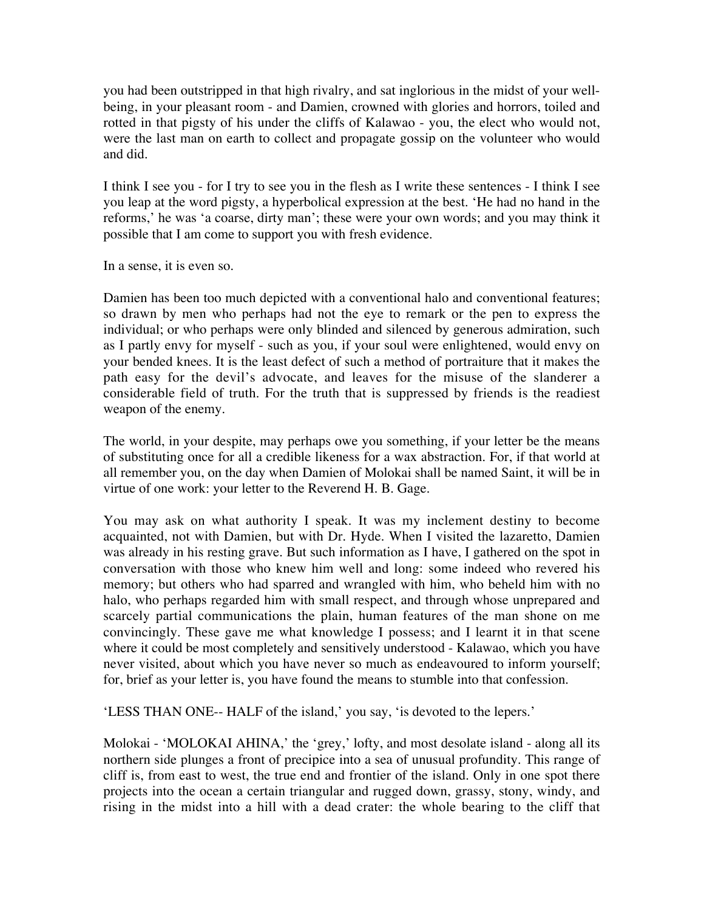you had been outstripped in that high rivalry, and sat inglorious in the midst of your well-being, in your pleasant room - and Damien, crowned with glories and horrors, toiled and rotted in that pigsty of his under the cliffs of Kalawao - you, the elect who would not, were the last man on earth to collect and propagate gossip on the volunteer who would and did.

I think I see you - for I try to see you in the flesh as I write these sentences - I think I see you leap at the word pigsty, a hyperbolical expression at the best. 'He had no hand in the reforms,' he was 'a coarse, dirty man'; these were your own words; and you may think it possible that I am come to support you with fresh evidence.

In a sense, it is even so.

Damien has been too much depicted with a conventional halo and conventional features; so drawn by men who perhaps had not the eye to remark or the pen to express the individual; or who perhaps were only blinded and silenced by generous admiration, such as I partly envy for myself - such as you, if your soul were enlightened, would envy on your bended knees. It is the least defect of such a method of portraiture that it makes the path easy for the devil's advocate, and leaves for the misuse of the slanderer a considerable field of truth. For the truth that is suppressed by friends is the readiest weapon of the enemy.

The world, in your despite, may perhaps owe you something, if your letter be the means of substituting once for all a credible likeness for a wax abstraction. For, if that world at all remember you, on the day when Damien of Molokai shall be named Saint, it will be in virtue of one work: your letter to the Reverend H. B. Gage.

You may ask on what authority I speak. It was my inclement destiny to become acquainted, not with Damien, but with Dr. Hyde. When I visited the lazaretto, Damien was already in his resting grave. But such information as I have, I gathered on the spot in conversation with those who knew him well and long: some indeed who revered his memory; but others who had sparred and wrangled with him, who beheld him with no halo, who perhaps regarded him with small respect, and through whose unprepared and scarcely partial communications the plain, human features of the man shone on me convincingly. These gave me what knowledge I possess; and I learnt it in that scene where it could be most completely and sensitively understood - Kalawao, which you have never visited, about which you have never so much as endeavoured to inform yourself; for, brief as your letter is, you have found the means to stumble into that confession.

'LESS THAN ONE-- HALF of the island,' you say, 'is devoted to the lepers.'

Molokai - 'MOLOKAI AHINA,' the 'grey,' lofty, and most desolate island - along all its northern side plunges a front of precipice into a sea of unusual profundity. This range of cliff is, from east to west, the true end and frontier of the island. Only in one spot there projects into the ocean a certain triangular and rugged down, grassy, stony, windy, and rising in the midst into a hill with a dead crater: the whole bearing to the cliff that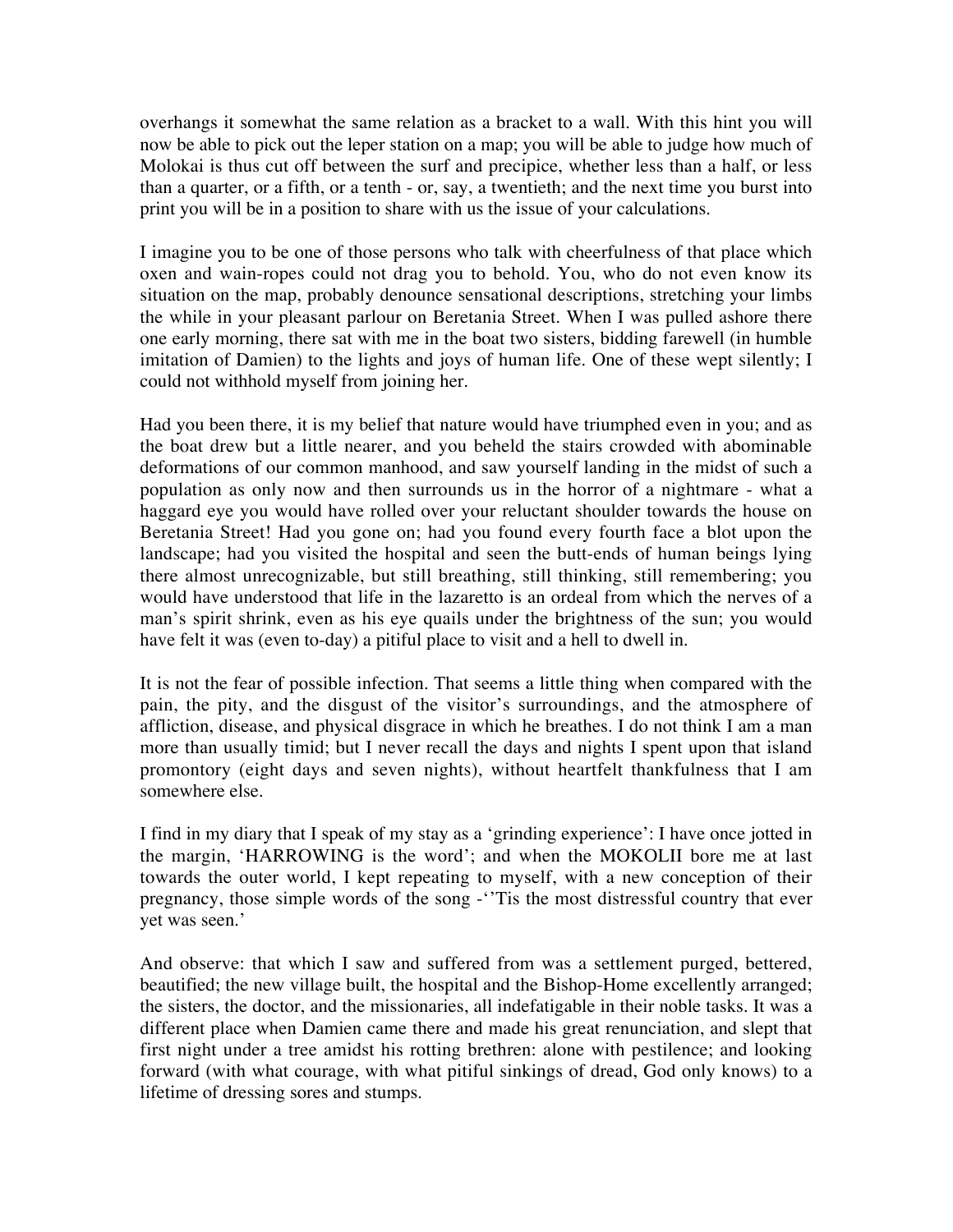overhangs it somewhat the same relation as a bracket to a wall. With this hint you will now be able to pick out the leper station on a map; you will be able to judge how much of Molokai is thus cut off between the surf and precipice, whether less than a half, or less than a quarter, or a fifth, or a tenth - or, say, a twentieth; and the next time you burst into print you will be in a position to share with us the issue of your calculations.

I imagine you to be one of those persons who talk with cheerfulness of that place which oxen and wain-ropes could not drag you to behold. You, who do not even know its situation on the map, probably denounce sensational descriptions, stretching your limbs the while in your pleasant parlour on Beretania Street. When I was pulled ashore there one early morning, there sat with me in the boat two sisters, bidding farewell (in humble imitation of Damien) to the lights and joys of human life. One of these wept silently; I could not withhold myself from joining her.

Had you been there, it is my belief that nature would have triumphed even in you; and as the boat drew but a little nearer, and you beheld the stairs crowded with abominable deformations of our common manhood, and saw yourself landing in the midst of such a population as only now and then surrounds us in the horror of a nightmare - what a haggard eye you would have rolled over your reluctant shoulder towards the house on Beretania Street! Had you gone on; had you found every fourth face a blot upon the landscape; had you visited the hospital and seen the butt-ends of human beings lying there almost unrecognizable, but still breathing, still thinking, still remembering; you would have understood that life in the lazaretto is an ordeal from which the nerves of a man's spirit shrink, even as his eye quails under the brightness of the sun; you would have felt it was (even to-day) a pitiful place to visit and a hell to dwell in.

It is not the fear of possible infection. That seems a little thing when compared with the pain, the pity, and the disgust of the visitor's surroundings, and the atmosphere of affliction, disease, and physical disgrace in which he breathes. I do not think I am a man more than usually timid; but I never recall the days and nights I spent upon that island promontory (eight days and seven nights), without heartfelt thankfulness that I am somewhere else.

I find in my diary that I speak of my stay as a 'grinding experience': I have once jotted in the margin, 'HARROWING is the word'; and when the MOKOLII bore me at last towards the outer world, I kept repeating to myself, with a new conception of their pregnancy, those simple words of the song -''Tis the most distressful country that ever yet was seen.'

And observe: that which I saw and suffered from was a settlement purged, bettered, beautified; the new village built, the hospital and the Bishop-Home excellently arranged; the sisters, the doctor, and the missionaries, all indefatigable in their noble tasks. It was a different place when Damien came there and made his great renunciation, and slept that first night under a tree amidst his rotting brethren: alone with pestilence; and looking forward (with what courage, with what pitiful sinkings of dread, God only knows) to a lifetime of dressing sores and stumps.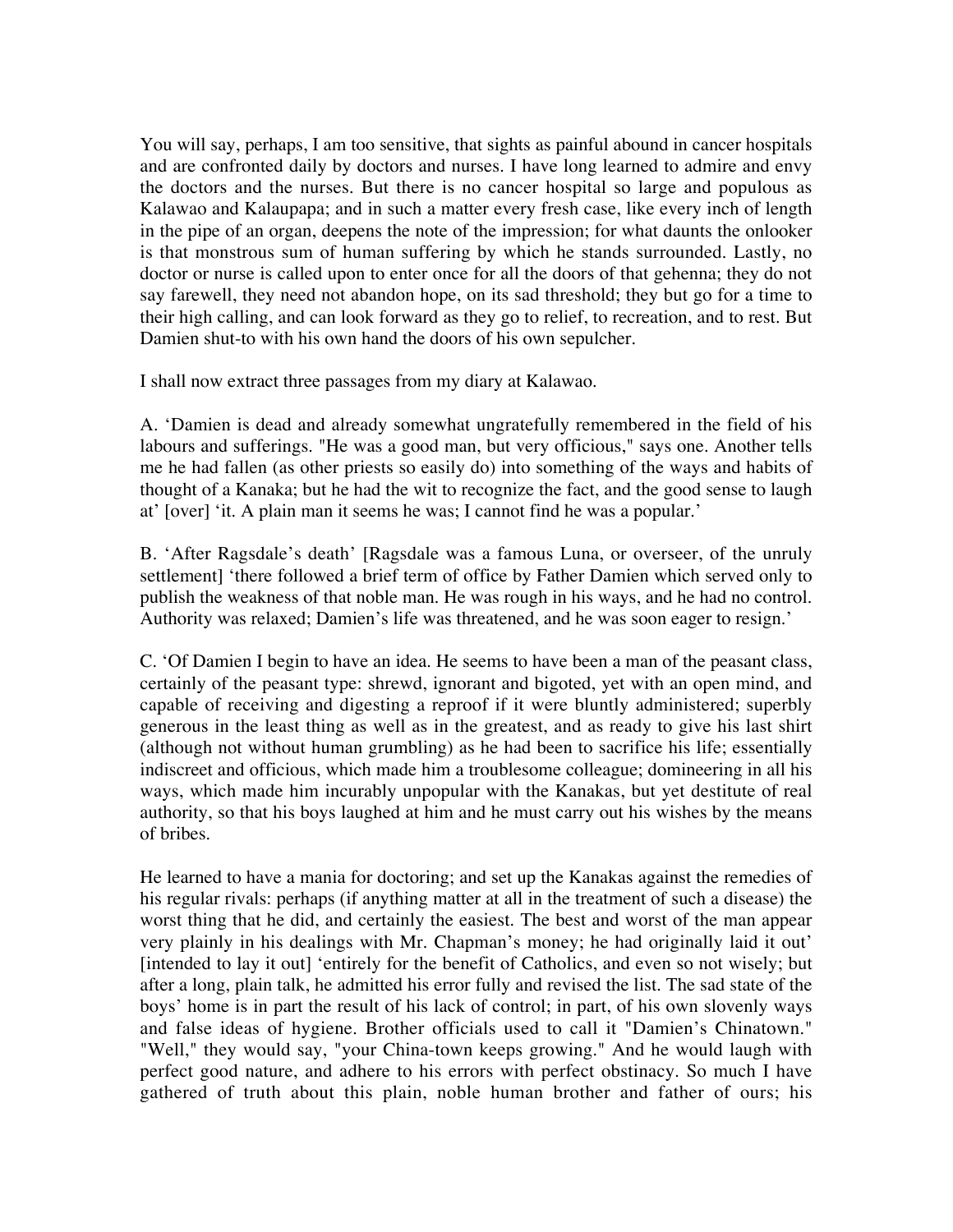You will say, perhaps, I am too sensitive, that sights as painful abound in cancer hospitals and are confronted daily by doctors and nurses. I have long learned to admire and envy the doctors and the nurses. But there is no cancer hospital so large and populous as Kalawao and Kalaupapa; and in such a matter every fresh case, like every inch of length in the pipe of an organ, deepens the note of the impression; for what daunts the onlooker is that monstrous sum of human suffering by which he stands surrounded. Lastly, no doctor or nurse is called upon to enter once for all the doors of that gehenna; they do not say farewell, they need not abandon hope, on its sad threshold; they but go for a time to their high calling, and can look forward as they go to relief, to recreation, and to rest. But Damien shut-to with his own hand the doors of his own sepulcher.

I shall now extract three passages from my diary at Kalawao.

A. 'Damien is dead and already somewhat ungratefully remembered in the field of his labours and sufferings. "He was a good man, but very officious," says one. Another tells me he had fallen (as other priests so easily do) into something of the ways and habits of thought of a Kanaka; but he had the wit to recognize the fact, and the good sense to laugh at' [over] 'it. A plain man it seems he was; I cannot find he was a popular.'

B. 'After Ragsdale's death' [Ragsdale was a famous Luna, or overseer, of the unruly settlement] 'there followed a brief term of office by Father Damien which served only to publish the weakness of that noble man. He was rough in his ways, and he had no control. Authority was relaxed; Damien's life was threatened, and he was soon eager to resign.'

C. 'Of Damien I begin to have an idea. He seems to have been a man of the peasant class, certainly of the peasant type: shrewd, ignorant and bigoted, yet with an open mind, and capable of receiving and digesting a reproof if it were bluntly administered; superbly generous in the least thing as well as in the greatest, and as ready to give his last shirt (although not without human grumbling) as he had been to sacrifice his life; essentially indiscreet and officious, which made him a troublesome colleague; domineering in all his ways, which made him incurably unpopular with the Kanakas, but yet destitute of real authority, so that his boys laughed at him and he must carry out his wishes by the means of bribes.

He learned to have a mania for doctoring; and set up the Kanakas against the remedies of his regular rivals: perhaps (if anything matter at all in the treatment of such a disease) the worst thing that he did, and certainly the easiest. The best and worst of the man appear very plainly in his dealings with Mr. Chapman's money; he had originally laid it out' [intended to lay it out] 'entirely for the benefit of Catholics, and even so not wisely; but after a long, plain talk, he admitted his error fully and revised the list. The sad state of the boys' home is in part the result of his lack of control; in part, of his own slovenly ways and false ideas of hygiene. Brother officials used to call it "Damien's Chinatown." "Well," they would say, "your China-town keeps growing." And he would laugh with perfect good nature, and adhere to his errors with perfect obstinacy. So much I have gathered of truth about this plain, noble human brother and father of ours; his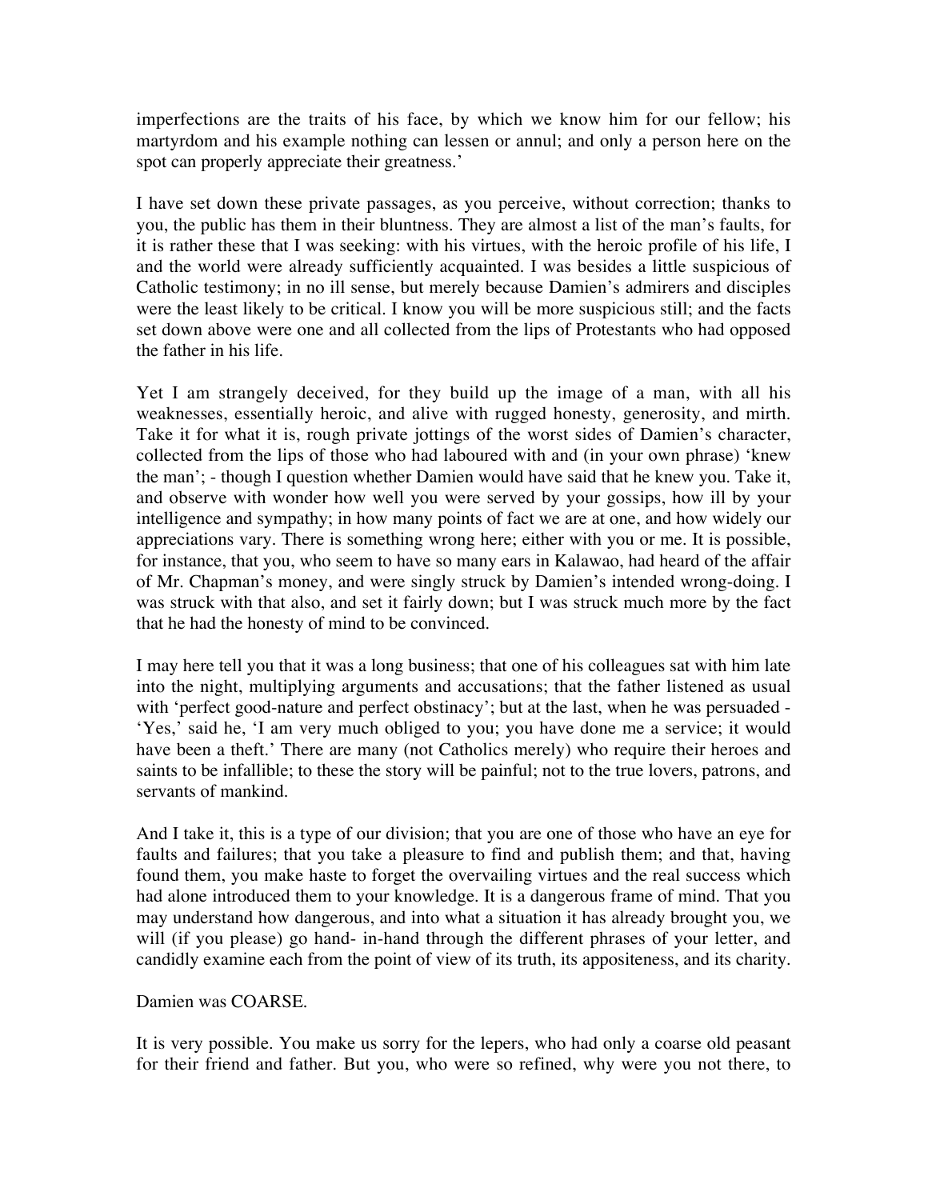imperfections are the traits of his face, by which we know him for our fellow; his martyrdom and his example nothing can lessen or annul; and only a person here on the spot can properly appreciate their greatness.'

I have set down these private passages, as you perceive, without correction; thanks to you, the public has them in their bluntness. They are almost a list of the man's faults, for it is rather these that I was seeking: with his virtues, with the heroic profile of his life, I and the world were already sufficiently acquainted. I was besides a little suspicious of Catholic testimony; in no ill sense, but merely because Damien's admirers and disciples were the least likely to be critical. I know you will be more suspicious still; and the facts set down above were one and all collected from the lips of Protestants who had opposed the father in his life.

Yet I am strangely deceived, for they build up the image of a man, with all his weaknesses, essentially heroic, and alive with rugged honesty, generosity, and mirth. Take it for what it is, rough private jottings of the worst sides of Damien's character, collected from the lips of those who had laboured with and (in your own phrase) 'knew the man'; - though I question whether Damien would have said that he knew you. Take it, and observe with wonder how well you were served by your gossips, how ill by your intelligence and sympathy; in how many points of fact we are at one, and how widely our appreciations vary. There is something wrong here; either with you or me. It is possible, for instance, that you, who seem to have so many ears in Kalawao, had heard of the affair of Mr. Chapman's money, and were singly struck by Damien's intended wrong-doing. I was struck with that also, and set it fairly down; but I was struck much more by the fact that he had the honesty of mind to be convinced.

I may here tell you that it was a long business; that one of his colleagues sat with him late into the night, multiplying arguments and accusations; that the father listened as usual with 'perfect good-nature and perfect obstinacy'; but at the last, when he was persuaded - 'Yes,' said he, 'I am very much obliged to you; you have done me a service; it would have been a theft.' There are many (not Catholics merely) who require their heroes and saints to be infallible; to these the story will be painful; not to the true lovers, patrons, and servants of mankind.

And I take it, this is a type of our division; that you are one of those who have an eye for faults and failures; that you take a pleasure to find and publish them; and that, having found them, you make haste to forget the overvailing virtues and the real success which had alone introduced them to your knowledge. It is a dangerous frame of mind. That you may understand how dangerous, and into what a situation it has already brought you, we will (if you please) go hand- in-hand through the different phrases of your letter, and candidly examine each from the point of view of its truth, its appositeness, and its charity.

Damien was COARSE.

It is very possible. You make us sorry for the lepers, who had only a coarse old peasant for their friend and father. But you, who were so refined, why were you not there, to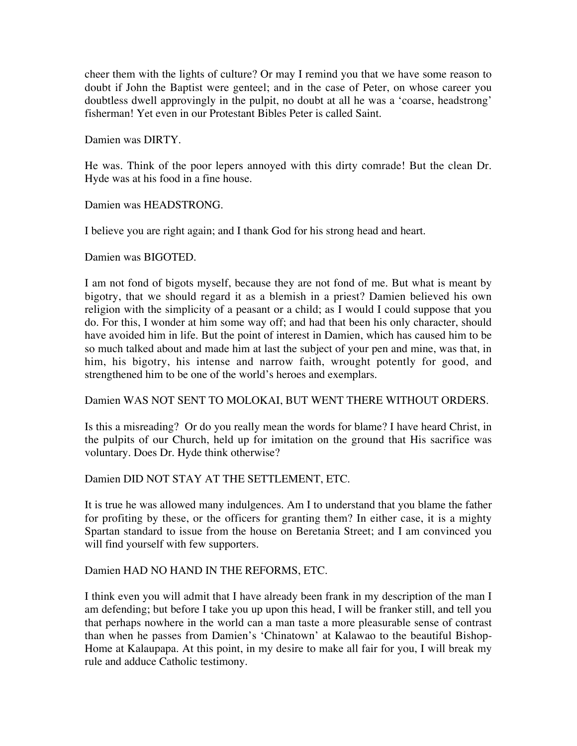cheer them with the lights of culture? Or may I remind you that we have some reason to doubt if John the Baptist were genteel; and in the case of Peter, on whose career you doubtless dwell approvingly in the pulpit, no doubt at all he was a 'coarse, headstrong' fisherman! Yet even in our Protestant Bibles Peter is called Saint.

Damien was DIRTY.

He was. Think of the poor lepers annoyed with this dirty comrade! But the clean Dr. Hyde was at his food in a fine house.

Damien was HEADSTRONG.

I believe you are right again; and I thank God for his strong head and heart.

Damien was BIGOTED.

I am not fond of bigots myself, because they are not fond of me. But what is meant by bigotry, that we should regard it as a blemish in a priest? Damien believed his own religion with the simplicity of a peasant or a child; as I would I could suppose that you do. For this, I wonder at him some way off; and had that been his only character, should have avoided him in life. But the point of interest in Damien, which has caused him to be so much talked about and made him at last the subject of your pen and mine, was that, in him, his bigotry, his intense and narrow faith, wrought potently for good, and strengthened him to be one of the world's heroes and exemplars.

Damien WAS NOT SENT TO MOLOKAI, BUT WENT THERE WITHOUT ORDERS.

Is this a misreading? Or do you really mean the words for blame? I have heard Christ, in the pulpits of our Church, held up for imitation on the ground that His sacrifice was voluntary. Does Dr. Hyde think otherwise?

Damien DID NOT STAY AT THE SETTLEMENT, ETC.

It is true he was allowed many indulgences. Am I to understand that you blame the father for profiting by these, or the officers for granting them? In either case, it is a mighty Spartan standard to issue from the house on Beretania Street; and I am convinced you will find yourself with few supporters.

Damien HAD NO HAND IN THE REFORMS, ETC.

I think even you will admit that I have already been frank in my description of the man I am defending; but before I take you up upon this head, I will be franker still, and tell you that perhaps nowhere in the world can a man taste a more pleasurable sense of contrast than when he passes from Damien's 'Chinatown' at Kalawao to the beautiful Bishop-Home at Kalaupapa. At this point, in my desire to make all fair for you, I will break my rule and adduce Catholic testimony.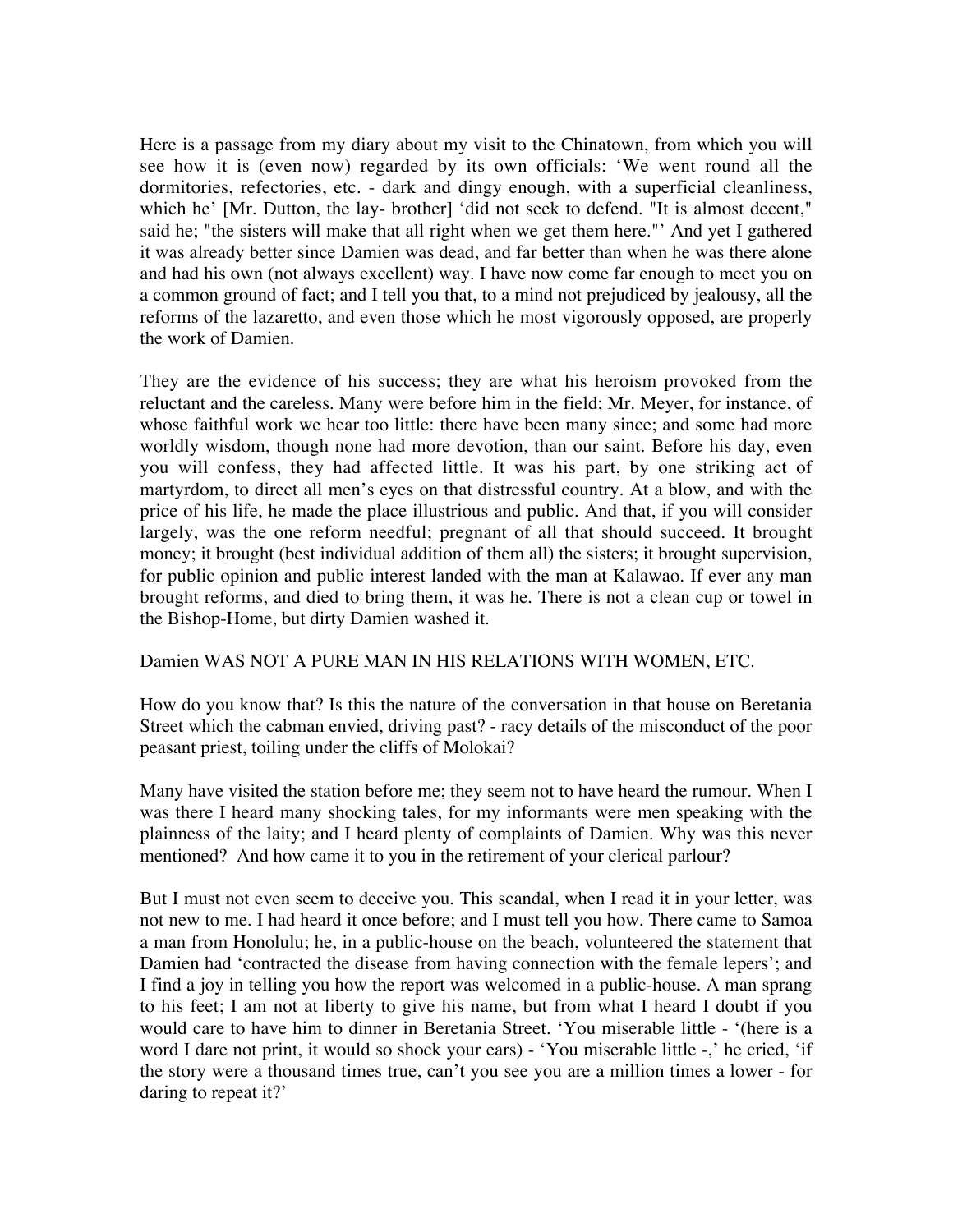Here is a passage from my diary about my visit to the Chinatown, from which you will see how it is (even now) regarded by its own officials: 'We went round all the dormitories, refectories, etc. - dark and dingy enough, with a superficial cleanliness, which he' [Mr. Dutton, the lay- brother] 'did not seek to defend. "It is almost decent," said he; "the sisters will make that all right when we get them here."' And yet I gathered it was already better since Damien was dead, and far better than when he was there alone and had his own (not always excellent) way. I have now come far enough to meet you on a common ground of fact; and I tell you that, to a mind not prejudiced by jealousy, all the reforms of the lazaretto, and even those which he most vigorously opposed, are properly the work of Damien.

They are the evidence of his success; they are what his heroism provoked from the reluctant and the careless. Many were before him in the field; Mr. Meyer, for instance, of whose faithful work we hear too little: there have been many since; and some had more worldly wisdom, though none had more devotion, than our saint. Before his day, even you will confess, they had affected little. It was his part, by one striking act of martyrdom, to direct all men's eyes on that distressful country. At a blow, and with the price of his life, he made the place illustrious and public. And that, if you will consider largely, was the one reform needful; pregnant of all that should succeed. It brought money; it brought (best individual addition of them all) the sisters; it brought supervision, for public opinion and public interest landed with the man at Kalawao. If ever any man brought reforms, and died to bring them, it was he. There is not a clean cup or towel in the Bishop-Home, but dirty Damien washed it.

Damien WAS NOT A PURE MAN IN HIS RELATIONS WITH WOMEN, ETC.

How do you know that? Is this the nature of the conversation in that house on Beretania Street which the cabman envied, driving past? - racy details of the misconduct of the poor peasant priest, toiling under the cliffs of Molokai?

Many have visited the station before me; they seem not to have heard the rumour. When I was there I heard many shocking tales, for my informants were men speaking with the plainness of the laity; and I heard plenty of complaints of Damien. Why was this never mentioned? And how came it to you in the retirement of your clerical parlour?

But I must not even seem to deceive you. This scandal, when I read it in your letter, was not new to me. I had heard it once before; and I must tell you how. There came to Samoa a man from Honolulu; he, in a public-house on the beach, volunteered the statement that Damien had 'contracted the disease from having connection with the female lepers'; and I find a joy in telling you how the report was welcomed in a public-house. A man sprang to his feet; I am not at liberty to give his name, but from what I heard I doubt if you would care to have him to dinner in Beretania Street. 'You miserable little - '(here is a word I dare not print, it would so shock your ears) - 'You miserable little -,' he cried, 'if the story were a thousand times true, can't you see you are a million times a lower - for daring to repeat it?'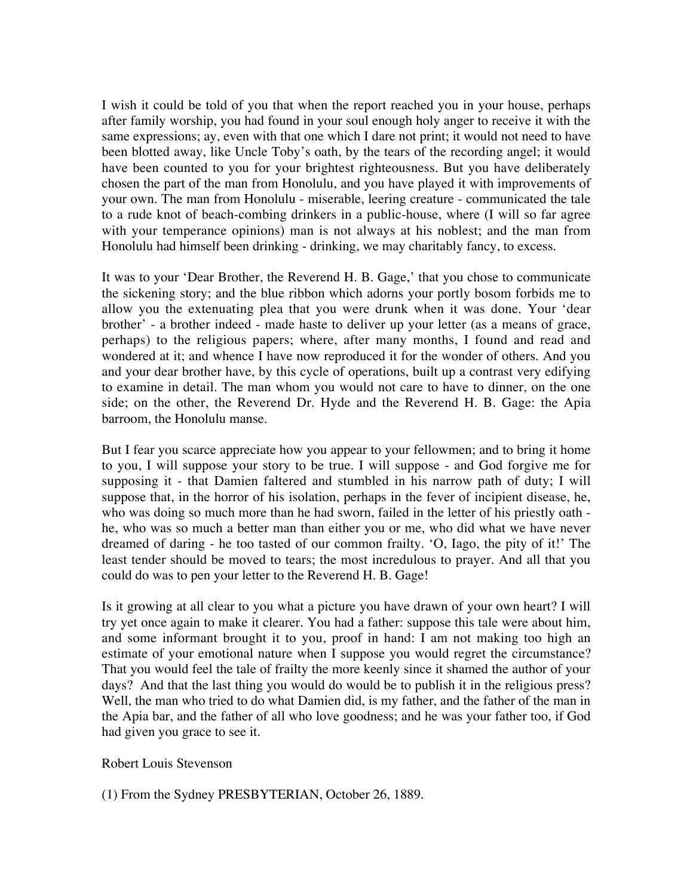I wish it could be told of you that when the report reached you in your house, perhaps after family worship, you had found in your soul enough holy anger to receive it with the same expressions; ay, even with that one which I dare not print; it would not need to have been blotted away, like Uncle Toby's oath, by the tears of the recording angel; it would have been counted to you for your brightest righteousness. But you have deliberately chosen the part of the man from Honolulu, and you have played it with improvements of your own. The man from Honolulu - miserable, leering creature - communicated the tale to a rude knot of beach-combing drinkers in a public-house, where (I will so far agree with your temperance opinions) man is not always at his noblest; and the man from Honolulu had himself been drinking - drinking, we may charitably fancy, to excess.

It was to your 'Dear Brother, the Reverend H. B. Gage,' that you chose to communicate the sickening story; and the blue ribbon which adorns your portly bosom forbids me to allow you the extenuating plea that you were drunk when it was done. Your 'dear brother' - a brother indeed - made haste to deliver up your letter (as a means of grace, perhaps) to the religious papers; where, after many months, I found and read and wondered at it; and whence I have now reproduced it for the wonder of others. And you and your dear brother have, by this cycle of operations, built up a contrast very edifying to examine in detail. The man whom you would not care to have to dinner, on the one side; on the other, the Reverend Dr. Hyde and the Reverend H. B. Gage: the Apia barroom, the Honolulu manse.

But I fear you scarce appreciate how you appear to your fellowmen; and to bring it home to you, I will suppose your story to be true. I will suppose - and God forgive me for supposing it - that Damien faltered and stumbled in his narrow path of duty; I will suppose that, in the horror of his isolation, perhaps in the fever of incipient disease, he, who was doing so much more than he had sworn, failed in the letter of his priestly oath - he, who was so much a better man than either you or me, who did what we have never dreamed of daring - he too tasted of our common frailty. 'O, Iago, the pity of it!' The least tender should be moved to tears; the most incredulous to prayer. And all that you could do was to pen your letter to the Reverend H. B. Gage!

Is it growing at all clear to you what a picture you have drawn of your own heart? I will try yet once again to make it clearer. You had a father: suppose this tale were about him, and some informant brought it to you, proof in hand: I am not making too high an estimate of your emotional nature when I suppose you would regret the circumstance? That you would feel the tale of frailty the more keenly since it shamed the author of your days? And that the last thing you would do would be to publish it in the religious press? Well, the man who tried to do what Damien did, is my father, and the father of the man in the Apia bar, and the father of all who love goodness; and he was your father too, if God had given you grace to see it.

Robert Louis Stevenson

(1) From the Sydney PRESBYTERIAN, October 26, 1889.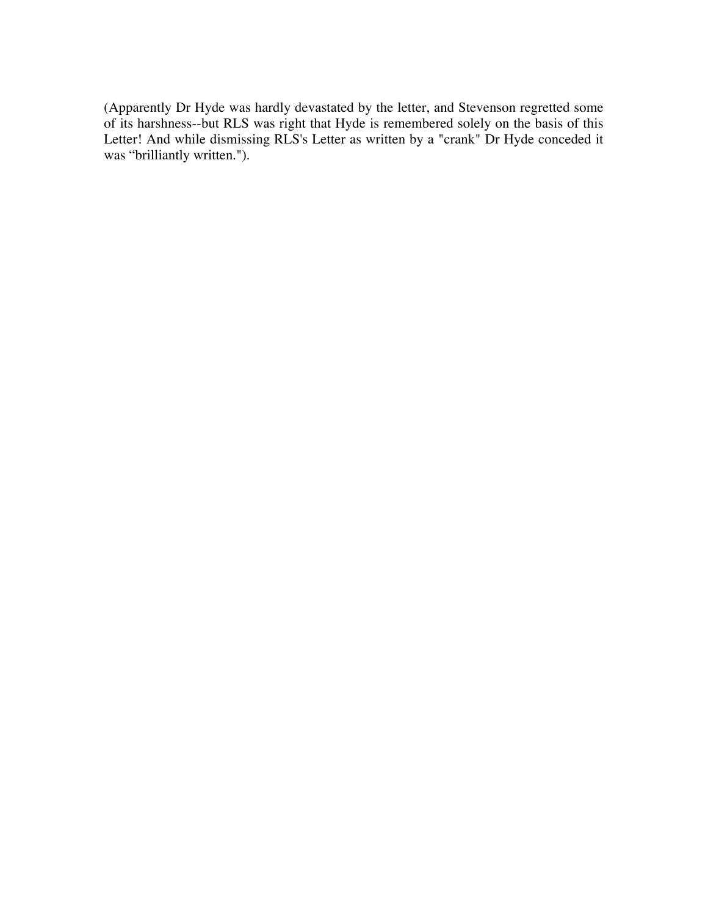(Apparently Dr Hyde was hardly devastated by the letter, and Stevenson regretted some of its harshness--but RLS was right that Hyde is remembered solely on the basis of this Letter! And while dismissing RLS's Letter as written by a "crank" Dr Hyde conceded it was “brilliantly written.").